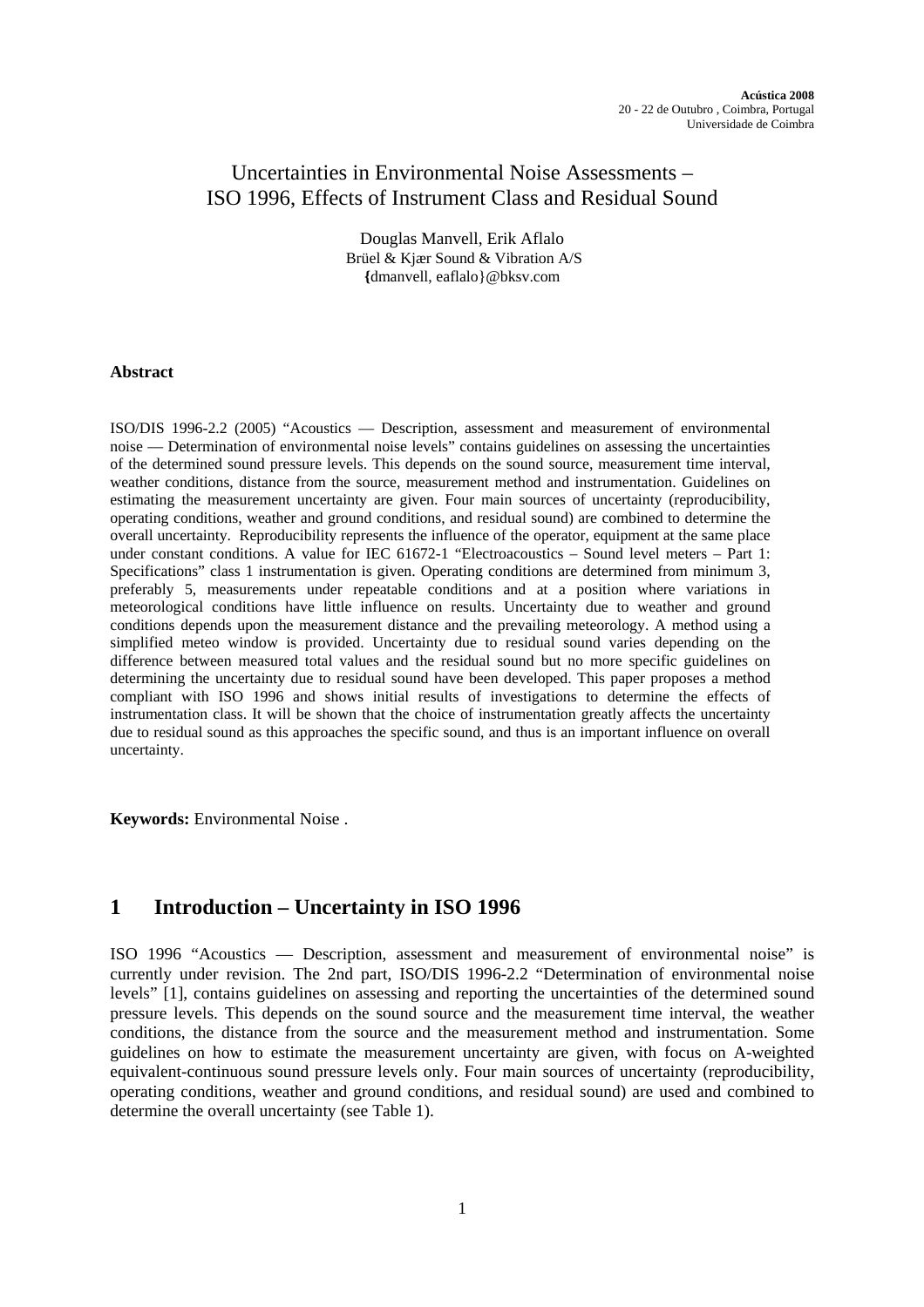Acústica 2008
20 - 22 de Outubro , Coimbra, Portugal
Universidade de Coimbra

# Uncertainties in Environmental Noise Assessments – ISO 1996, Effects of Instrument Class and Residual Sound

Douglas Manvell, Erik Aflalo
Brüel & Kjær Sound & Vibration A/S
{dmanvell, eaflalo}@bksv.com

**Abstract**

ISO/DIS 1996-2.2 (2005) "Acoustics — Description, assessment and measurement of environmental noise — Determination of environmental noise levels" contains guidelines on assessing the uncertainties of the determined sound pressure levels. This depends on the sound source, measurement time interval, weather conditions, distance from the source, measurement method and instrumentation. Guidelines on estimating the measurement uncertainty are given. Four main sources of uncertainty (reproducibility, operating conditions, weather and ground conditions, and residual sound) are combined to determine the overall uncertainty. Reproducibility represents the influence of the operator, equipment at the same place under constant conditions. A value for IEC 61672-1 "Electroacoustics – Sound level meters – Part 1: Specifications" class 1 instrumentation is given. Operating conditions are determined from minimum 3, preferably 5, measurements under repeatable conditions and at a position where variations in meteorological conditions have little influence on results. Uncertainty due to weather and ground conditions depends upon the measurement distance and the prevailing meteorology. A method using a simplified meteo window is provided. Uncertainty due to residual sound varies depending on the difference between measured total values and the residual sound but no more specific guidelines on determining the uncertainty due to residual sound have been developed. This paper proposes a method compliant with ISO 1996 and shows initial results of investigations to determine the effects of instrumentation class. It will be shown that the choice of instrumentation greatly affects the uncertainty due to residual sound as this approaches the specific sound, and thus is an important influence on overall uncertainty.

**Keywords:** Environmental Noise .

## 1 Introduction – Uncertainty in ISO 1996

ISO 1996 "Acoustics — Description, assessment and measurement of environmental noise" is currently under revision. The 2nd part, ISO/DIS 1996-2.2 "Determination of environmental noise levels" [1], contains guidelines on assessing and reporting the uncertainties of the determined sound pressure levels. This depends on the sound source and the measurement time interval, the weather conditions, the distance from the source and the measurement method and instrumentation. Some guidelines on how to estimate the measurement uncertainty are given, with focus on A-weighted equivalent-continuous sound pressure levels only. Four main sources of uncertainty (reproducibility, operating conditions, weather and ground conditions, and residual sound) are used and combined to determine the overall uncertainty (see Table 1).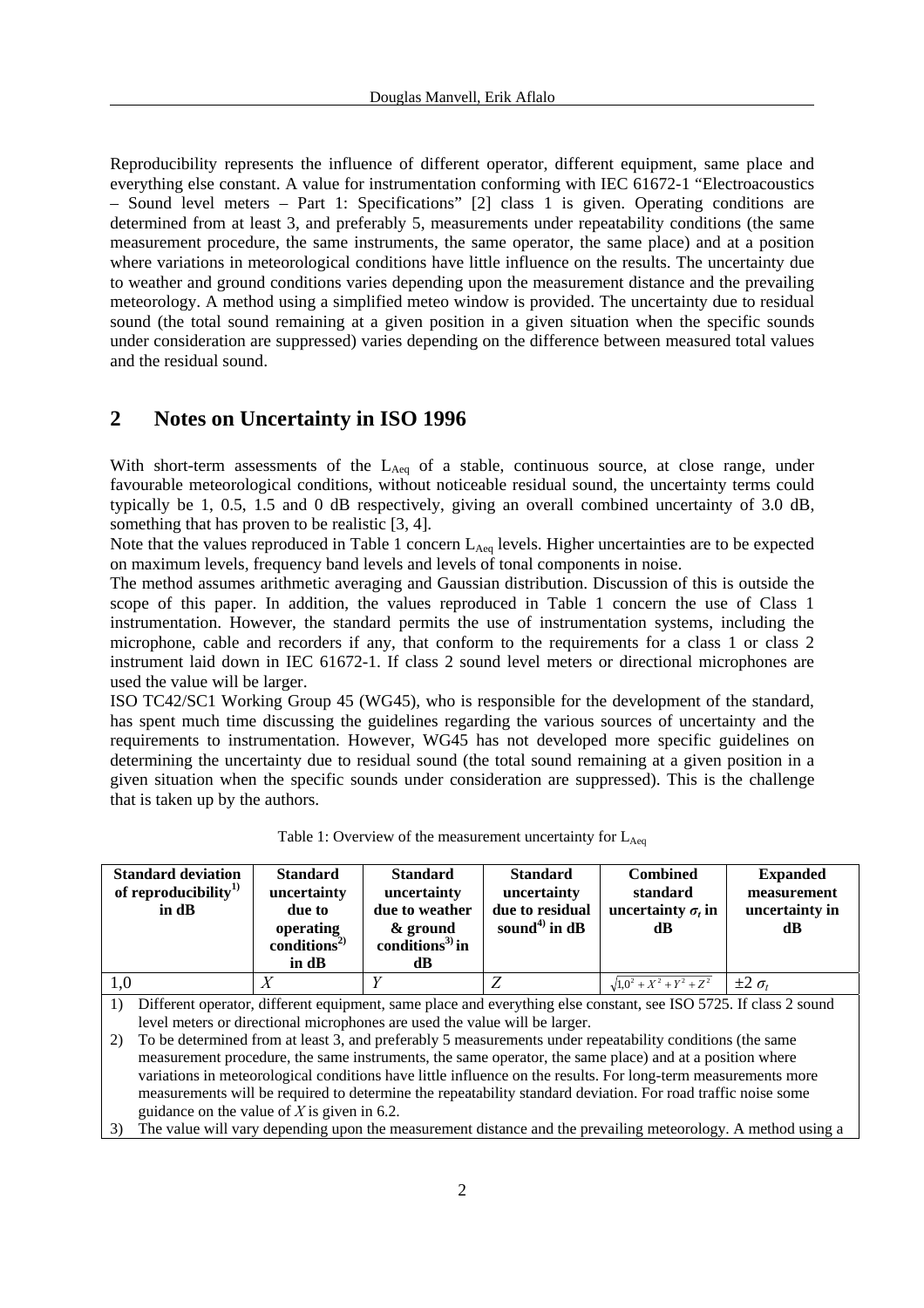Reproducibility represents the influence of different operator, different equipment, same place and everything else constant. A value for instrumentation conforming with IEC 61672-1 "Electroacoustics – Sound level meters – Part 1: Specifications" [2] class 1 is given. Operating conditions are determined from at least 3, and preferably 5, measurements under repeatability conditions (the same measurement procedure, the same instruments, the same operator, the same place) and at a position where variations in meteorological conditions have little influence on the results. The uncertainty due to weather and ground conditions varies depending upon the measurement distance and the prevailing meteorology. A method using a simplified meteo window is provided. The uncertainty due to residual sound (the total sound remaining at a given position in a given situation when the specific sounds under consideration are suppressed) varies depending on the difference between measured total values and the residual sound.

## 2 Notes on Uncertainty in ISO 1996

With short-term assessments of the $L_{Aeq}$ of a stable, continuous source, at close range, under favourable meteorological conditions, without noticeable residual sound, the uncertainty terms could typically be 1, 0.5, 1.5 and 0 dB respectively, giving an overall combined uncertainty of 3.0 dB, something that has proven to be realistic [3, 4].

Note that the values reproduced in Table 1 concern $L_{Aeq}$ levels. Higher uncertainties are to be expected on maximum levels, frequency band levels and levels of tonal components in noise.

The method assumes arithmetic averaging and Gaussian distribution. Discussion of this is outside the scope of this paper. In addition, the values reproduced in Table 1 concern the use of Class 1 instrumentation. However, the standard permits the use of instrumentation systems, including the microphone, cable and recorders if any, that conform to the requirements for a class 1 or class 2 instrument laid down in IEC 61672-1. If class 2 sound level meters or directional microphones are used the value will be larger.

ISO TC42/SC1 Working Group 45 (WG45), who is responsible for the development of the standard, has spent much time discussing the guidelines regarding the various sources of uncertainty and the requirements to instrumentation. However, WG45 has not developed more specific guidelines on determining the uncertainty due to residual sound (the total sound remaining at a given position in a given situation when the specific sounds under consideration are suppressed). This is the challenge that is taken up by the authors.

Table 1: Overview of the measurement uncertainty for $L_{Aeq}$

| Standard deviation of reproducibility[1] in dB | Standard uncertainty due to operating conditions[2] in dB | Standard uncertainty due to weather & ground conditions[3] in dB | Standard uncertainty due to residual sound[4] in dB | Combined standard uncertainty $\sigma_t$ in dB | Expanded measurement uncertainty in dB |
|---|---|---|---|---|---|
| 1,0 | $X$ | $Y$ | $Z$ | $\sqrt{1{,}0^2 + X^2 + Y^2 + Z^2}$ | $\pm 2\,\sigma_t$ |

1) Different operator, different equipment, same place and everything else constant, see ISO 5725. If class 2 sound level meters or directional microphones are used the value will be larger.
2) To be determined from at least 3, and preferably 5 measurements under repeatability conditions (the same measurement procedure, the same instruments, the same operator, the same place) and at a position where variations in meteorological conditions have little influence on the results. For long-term measurements more measurements will be required to determine the repeatability standard deviation. For road traffic noise some guidance on the value of $X$ is given in 6.2.
3) The value will vary depending upon the measurement distance and the prevailing meteorology. A method using a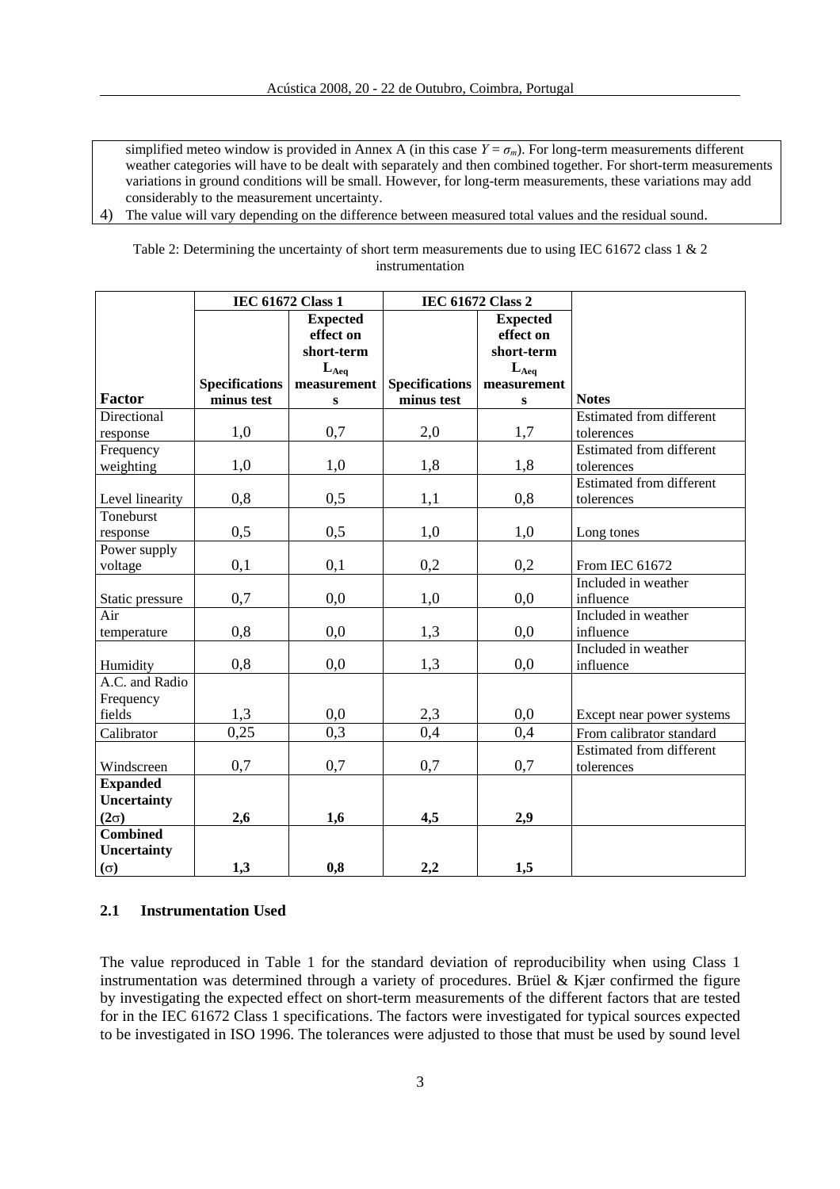simplified meteo window is provided in Annex A (in this case $Y = \sigma_m$). For long-term measurements different weather categories will have to be dealt with separately and then combined together. For short-term measurements variations in ground conditions will be small. However, for long-term measurements, these variations may add considerably to the measurement uncertainty.

4) The value will vary depending on the difference between measured total values and the residual sound.

Table 2: Determining the uncertainty of short term measurements due to using IEC 61672 class 1 & 2 instrumentation

| | IEC 61672 Class 1 | | IEC 61672 Class 2 | | |
|---|---|---|---|---|---|
| **Factor** | **Specifications minus test** | **Expected effect on short-term $L_{Aeq}$ measurements** | **Specifications minus test** | **Expected effect on short-term $L_{Aeq}$ measurements** | **Notes** |
| Directional response | 1,0 | 0,7 | 2,0 | 1,7 | Estimated from different tolerences |
| Frequency weighting | 1,0 | 1,0 | 1,8 | 1,8 | Estimated from different tolerences |
| Level linearity | 0,8 | 0,5 | 1,1 | 0,8 | Estimated from different tolerences |
| Toneburst response | 0,5 | 0,5 | 1,0 | 1,0 | Long tones |
| Power supply voltage | 0,1 | 0,1 | 0,2 | 0,2 | From IEC 61672 |
| Static pressure | 0,7 | 0,0 | 1,0 | 0,0 | Included in weather influence |
| Air temperature | 0,8 | 0,0 | 1,3 | 0,0 | Included in weather influence |
| Humidity | 0,8 | 0,0 | 1,3 | 0,0 | Included in weather influence |
| A.C. and Radio Frequency fields | 1,3 | 0,0 | 2,3 | 0,0 | Except near power systems |
| Calibrator | 0,25 | 0,3 | 0,4 | 0,4 | From calibrator standard |
| Windscreen | 0,7 | 0,7 | 0,7 | 0,7 | Estimated from different tolerences |
| **Expanded Uncertainty (2σ)** | **2,6** | **1,6** | **4,5** | **2,9** | |
| **Combined Uncertainty (σ)** | **1,3** | **0,8** | **2,2** | **1,5** | |

### 2.1 Instrumentation Used

The value reproduced in Table 1 for the standard deviation of reproducibility when using Class 1 instrumentation was determined through a variety of procedures. Brüel & Kjær confirmed the figure by investigating the expected effect on short-term measurements of the different factors that are tested for in the IEC 61672 Class 1 specifications. The factors were investigated for typical sources expected to be investigated in ISO 1996. The tolerances were adjusted to those that must be used by sound level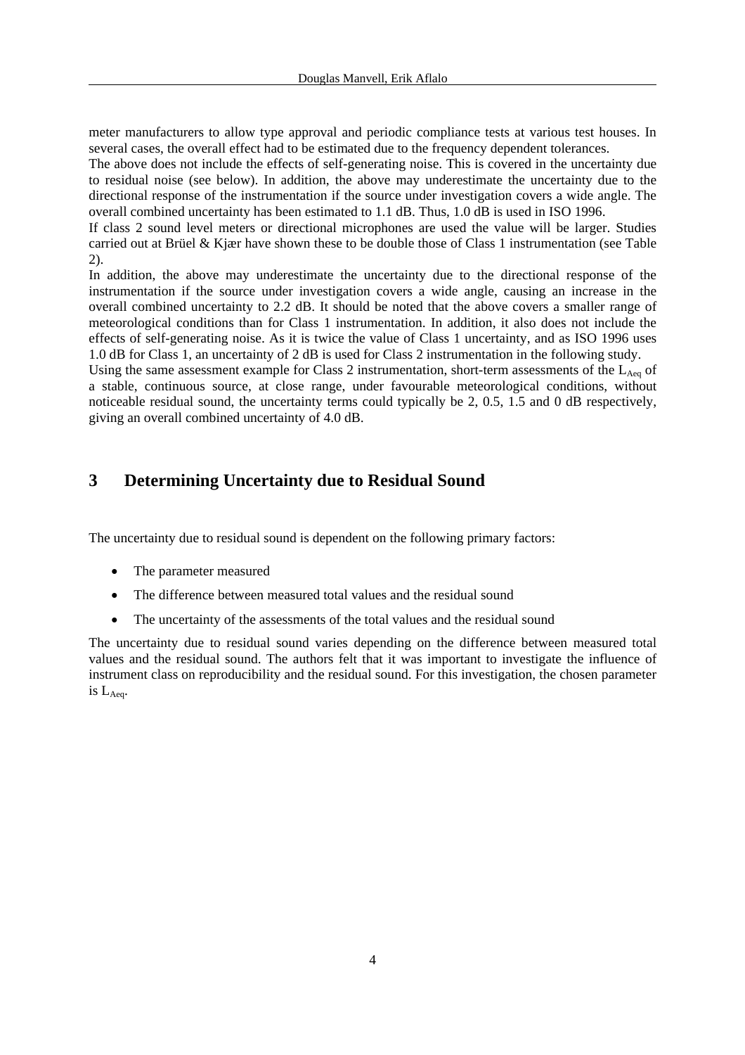meter manufacturers to allow type approval and periodic compliance tests at various test houses. In several cases, the overall effect had to be estimated due to the frequency dependent tolerances.

The above does not include the effects of self-generating noise. This is covered in the uncertainty due to residual noise (see below). In addition, the above may underestimate the uncertainty due to the directional response of the instrumentation if the source under investigation covers a wide angle. The overall combined uncertainty has been estimated to 1.1 dB. Thus, 1.0 dB is used in ISO 1996.

If class 2 sound level meters or directional microphones are used the value will be larger. Studies carried out at Brüel & Kjær have shown these to be double those of Class 1 instrumentation (see Table 2).

In addition, the above may underestimate the uncertainty due to the directional response of the instrumentation if the source under investigation covers a wide angle, causing an increase in the overall combined uncertainty to 2.2 dB. It should be noted that the above covers a smaller range of meteorological conditions than for Class 1 instrumentation. In addition, it also does not include the effects of self-generating noise. As it is twice the value of Class 1 uncertainty, and as ISO 1996 uses 1.0 dB for Class 1, an uncertainty of 2 dB is used for Class 2 instrumentation in the following study.

Using the same assessment example for Class 2 instrumentation, short-term assessments of the $L_{Aeq}$ of a stable, continuous source, at close range, under favourable meteorological conditions, without noticeable residual sound, the uncertainty terms could typically be 2, 0.5, 1.5 and 0 dB respectively, giving an overall combined uncertainty of 4.0 dB.

## 3 Determining Uncertainty due to Residual Sound

The uncertainty due to residual sound is dependent on the following primary factors:

- The parameter measured
- The difference between measured total values and the residual sound
- The uncertainty of the assessments of the total values and the residual sound

The uncertainty due to residual sound varies depending on the difference between measured total values and the residual sound. The authors felt that it was important to investigate the influence of instrument class on reproducibility and the residual sound. For this investigation, the chosen parameter is $L_{Aeq}$.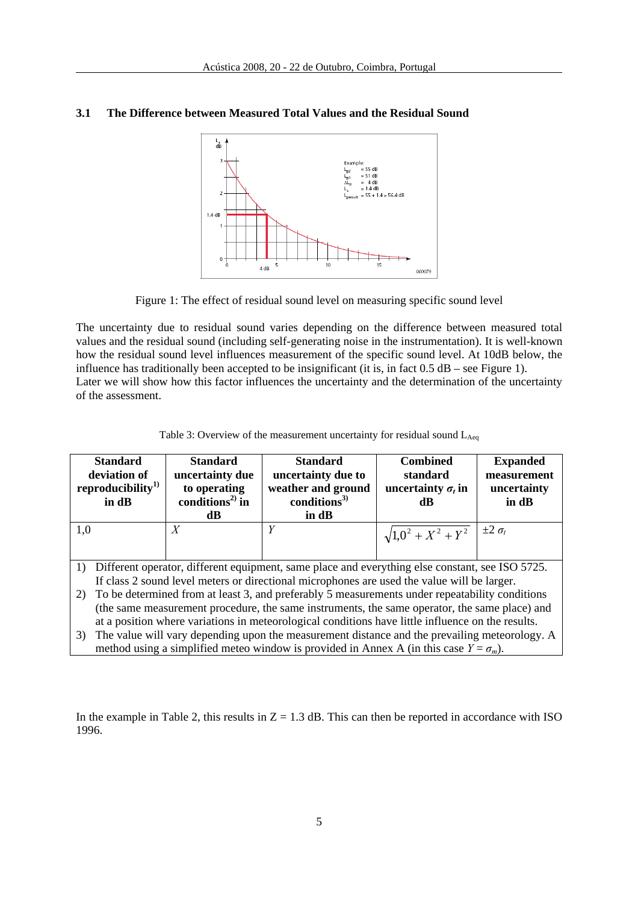### 3.1 The Difference between Measured Total Values and the Residual Sound

Figure 1: The effect of residual sound level on measuring specific sound level

The uncertainty due to residual sound varies depending on the difference between measured total values and the residual sound (including self-generating noise in the instrumentation). It is well-known how the residual sound level influences measurement of the specific sound level. At 10dB below, the influence has traditionally been accepted to be insignificant (it is, in fact 0.5 dB – see Figure 1).
Later we will show how this factor influences the uncertainty and the determination of the uncertainty of the assessment.

Table 3: Overview of the measurement uncertainty for residual sound $L_{Aeq}$

| Standard deviation of reproducibility[1)] in dB | Standard uncertainty due to operating conditions[2)] in dB | Standard uncertainty due to weather and ground conditions[3)] in dB | Combined standard uncertainty $\sigma_t$ in dB | Expanded measurement uncertainty in dB |
|---|---|---|---|---|
| 1,0 | $X$ | $Y$ | $\sqrt{1{,}0^2 + X^2 + Y^2}$ | $\pm 2\ \sigma_t$ |

1) Different operator, different equipment, same place and everything else constant, see ISO 5725. If class 2 sound level meters or directional microphones are used the value will be larger.
2) To be determined from at least 3, and preferably 5 measurements under repeatability conditions (the same measurement procedure, the same instruments, the same operator, the same place) and at a position where variations in meteorological conditions have little influence on the results.
3) The value will vary depending upon the measurement distance and the prevailing meteorology. A method using a simplified meteo window is provided in Annex A (in this case $Y = \sigma_m$).

In the example in Table 2, this results in Z = 1.3 dB. This can then be reported in accordance with ISO 1996.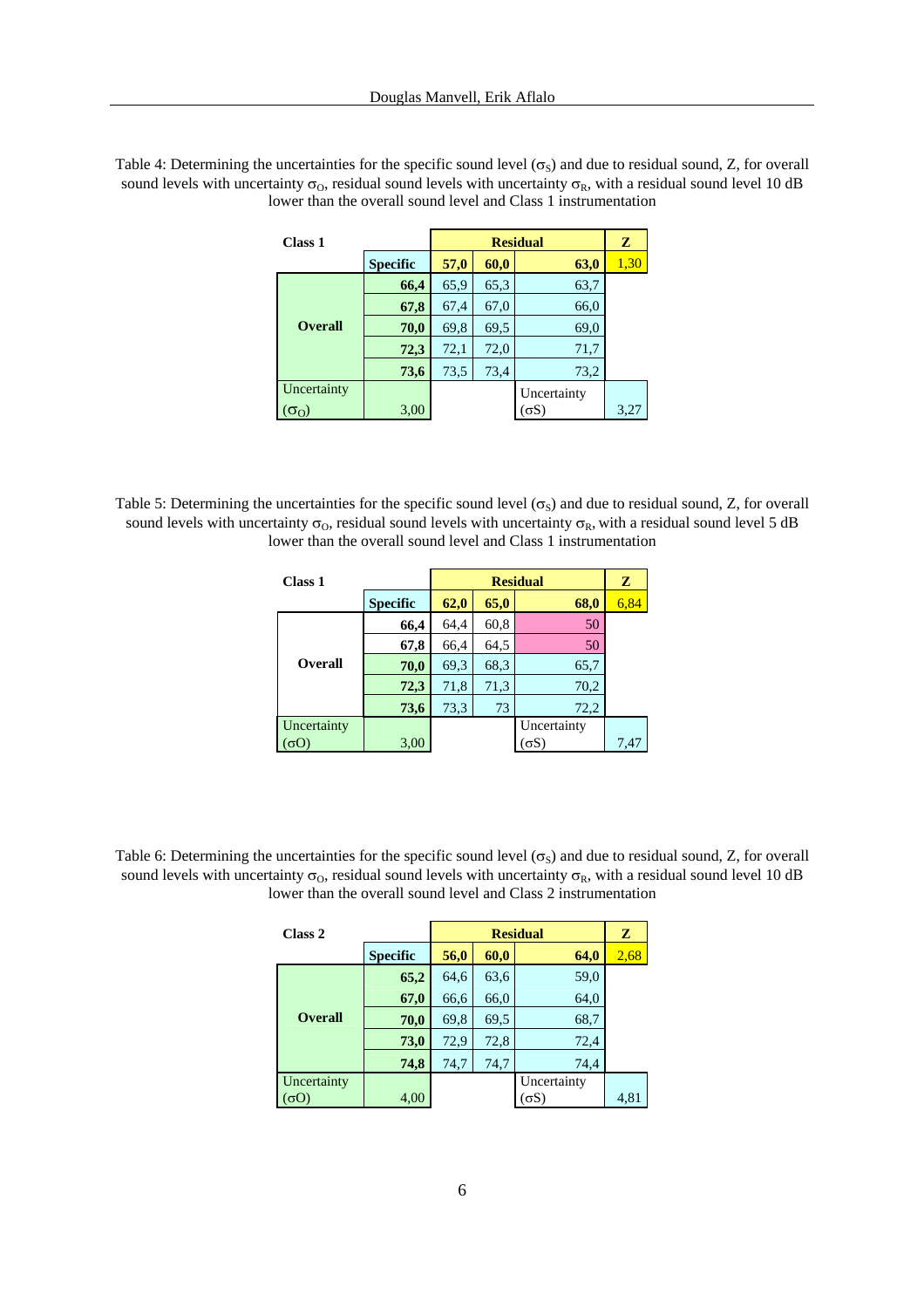Table 4: Determining the uncertainties for the specific sound level ($\sigma_S$) and due to residual sound, Z, for overall sound levels with uncertainty $\sigma_O$, residual sound levels with uncertainty $\sigma_R$, with a residual sound level 10 dB lower than the overall sound level and Class 1 instrumentation

| **Class 1** | | **Residual** | | | **Z** |
|---|---|---|---|---|---|
| | **Specific** | **57,0** | **60,0** | **63,0** | 1,30 |
| **Overall** | **66,4** | 65,9 | 65,3 | 63,7 | |
| | **67,8** | 67,4 | 67,0 | 66,0 | |
| | **70,0** | 69,8 | 69,5 | 69,0 | |
| | **72,3** | 72,1 | 72,0 | 71,7 | |
| | **73,6** | 73,5 | 73,4 | 73,2 | |
| Uncertainty ($\sigma_O$) | 3,00 | | | Uncertainty ($\sigma$S) | 3,27 |

Table 5: Determining the uncertainties for the specific sound level ($\sigma_S$) and due to residual sound, Z, for overall sound levels with uncertainty $\sigma_O$, residual sound levels with uncertainty $\sigma_R$, with a residual sound level 5 dB lower than the overall sound level and Class 1 instrumentation

| **Class 1** | | **Residual** | | | **Z** |
|---|---|---|---|---|---|
| | **Specific** | **62,0** | **65,0** | **68,0** | 6,84 |
| **Overall** | **66,4** | 64,4 | 60,8 | 50 | |
| | **67,8** | 66,4 | 64,5 | 50 | |
| | **70,0** | 69,3 | 68,3 | 65,7 | |
| | **72,3** | 71,8 | 71,3 | 70,2 | |
| | **73,6** | 73,3 | 73 | 72,2 | |
| Uncertainty ($\sigma$O) | 3,00 | | | Uncertainty ($\sigma$S) | 7,47 |

Table 6: Determining the uncertainties for the specific sound level ($\sigma_S$) and due to residual sound, Z, for overall sound levels with uncertainty $\sigma_O$, residual sound levels with uncertainty $\sigma_R$, with a residual sound level 10 dB lower than the overall sound level and Class 2 instrumentation

| **Class 2** | | **Residual** | | | **Z** |
|---|---|---|---|---|---|
| | **Specific** | **56,0** | **60,0** | **64,0** | 2,68 |
| **Overall** | **65,2** | 64,6 | 63,6 | 59,0 | |
| | **67,0** | 66,6 | 66,0 | 64,0 | |
| | **70,0** | 69,8 | 69,5 | 68,7 | |
| | **73,0** | 72,9 | 72,8 | 72,4 | |
| | **74,8** | 74,7 | 74,7 | 74,4 | |
| Uncertainty ($\sigma$O) | 4,00 | | | Uncertainty ($\sigma$S) | 4,81 |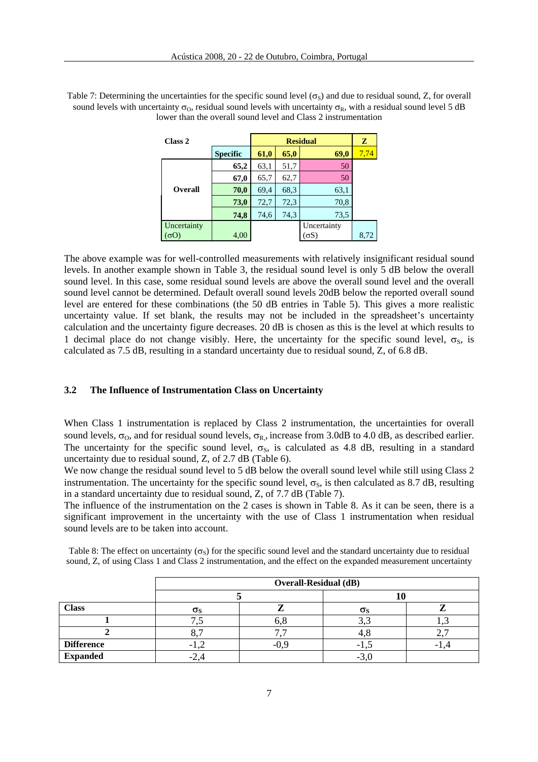Table 7: Determining the uncertainties for the specific sound level ($\sigma_S$) and due to residual sound, Z, for overall sound levels with uncertainty $\sigma_O$, residual sound levels with uncertainty $\sigma_R$, with a residual sound level 5 dB lower than the overall sound level and Class 2 instrumentation

| Class 2 | | Residual | | | Z |
|---|---|---|---|---|---|
| | **Specific** | **61,0** | **65,0** | **69,0** | 7,74 |
| **Overall** | **65,2** | 63,1 | 51,7 | 50 | |
| | **67,0** | 65,7 | 62,7 | 50 | |
| | **70,0** | 69,4 | 68,3 | 63,1 | |
| | **73,0** | 72,7 | 72,3 | 70,8 | |
| | **74,8** | 74,6 | 74,3 | 73,5 | |
| Uncertainty ($\sigma$O) | 4,00 | | | Uncertainty ($\sigma$S) | 8,72 |

The above example was for well-controlled measurements with relatively insignificant residual sound levels. In another example shown in Table 3, the residual sound level is only 5 dB below the overall sound level. In this case, some residual sound levels are above the overall sound level and the overall sound level cannot be determined. Default overall sound levels 20dB below the reported overall sound level are entered for these combinations (the 50 dB entries in Table 5). This gives a more realistic uncertainty value. If set blank, the results may not be included in the spreadsheet's uncertainty calculation and the uncertainty figure decreases. 20 dB is chosen as this is the level at which results to 1 decimal place do not change visibly. Here, the uncertainty for the specific sound level, $\sigma_S$, is calculated as 7.5 dB, resulting in a standard uncertainty due to residual sound, Z, of 6.8 dB.

### 3.2 The Influence of Instrumentation Class on Uncertainty

When Class 1 instrumentation is replaced by Class 2 instrumentation, the uncertainties for overall sound levels, $\sigma_O$, and for residual sound levels, $\sigma_R$, increase from 3.0dB to 4.0 dB, as described earlier. The uncertainty for the specific sound level, $\sigma_S$, is calculated as 4.8 dB, resulting in a standard uncertainty due to residual sound, Z, of 2.7 dB (Table 6).

We now change the residual sound level to 5 dB below the overall sound level while still using Class 2 instrumentation. The uncertainty for the specific sound level, $\sigma_S$, is then calculated as 8.7 dB, resulting in a standard uncertainty due to residual sound, Z, of 7.7 dB (Table 7).

The influence of the instrumentation on the 2 cases is shown in Table 8. As it can be seen, there is a significant improvement in the uncertainty with the use of Class 1 instrumentation when residual sound levels are to be taken into account.

Table 8: The effect on uncertainty ($\sigma_S$) for the specific sound level and the standard uncertainty due to residual sound, Z, of using Class 1 and Class 2 instrumentation, and the effect on the expanded measurement uncertainty

| | Overall-Residual (dB) | | | |
|---|---|---|---|---|
| | 5 | | 10 | |
| **Class** | $\sigma_S$ | Z | $\sigma_S$ | Z |
| **1** | 7,5 | 6,8 | 3,3 | 1,3 |
| **2** | 8,7 | 7,7 | 4,8 | 2,7 |
| **Difference** | -1,2 | -0,9 | -1,5 | -1,4 |
| **Expanded** | -2,4 | | -3,0 | |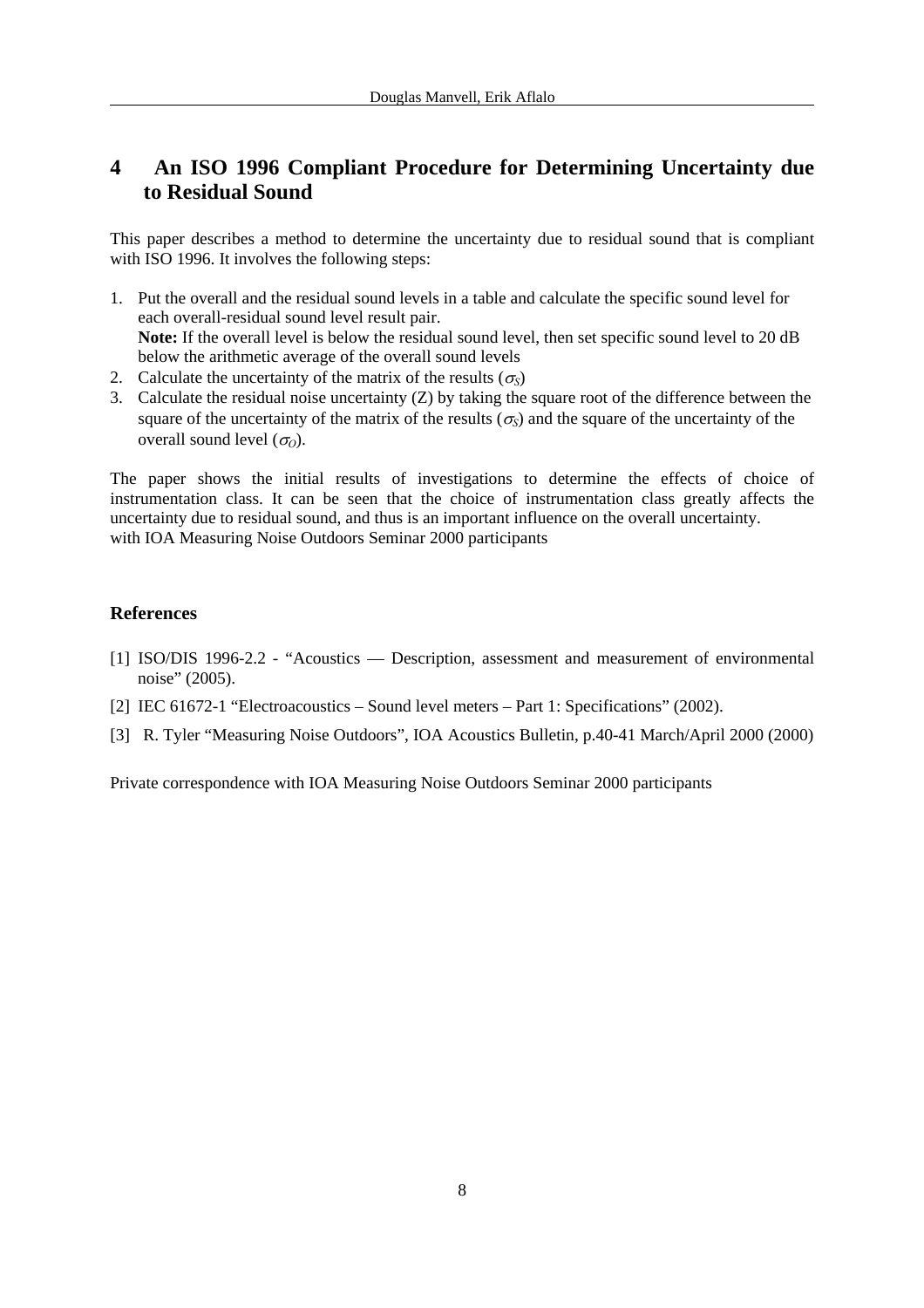## 4 An ISO 1996 Compliant Procedure for Determining Uncertainty due to Residual Sound

This paper describes a method to determine the uncertainty due to residual sound that is compliant with ISO 1996. It involves the following steps:

1. Put the overall and the residual sound levels in a table and calculate the specific sound level for each overall-residual sound level result pair.
   **Note:** If the overall level is below the residual sound level, then set specific sound level to 20 dB below the arithmetic average of the overall sound levels
2. Calculate the uncertainty of the matrix of the results ($\sigma_S$)
3. Calculate the residual noise uncertainty (Z) by taking the square root of the difference between the square of the uncertainty of the matrix of the results ($\sigma_S$) and the square of the uncertainty of the overall sound level ($\sigma_O$).

The paper shows the initial results of investigations to determine the effects of choice of instrumentation class. It can be seen that the choice of instrumentation class greatly affects the uncertainty due to residual sound, and thus is an important influence on the overall uncertainty.
with IOA Measuring Noise Outdoors Seminar 2000 participants

### References

[1] ISO/DIS 1996-2.2 - "Acoustics — Description, assessment and measurement of environmental noise" (2005).

[2] IEC 61672-1 "Electroacoustics – Sound level meters – Part 1: Specifications" (2002).

[3] R. Tyler "Measuring Noise Outdoors", IOA Acoustics Bulletin, p.40-41 March/April 2000 (2000)

Private correspondence with IOA Measuring Noise Outdoors Seminar 2000 participants